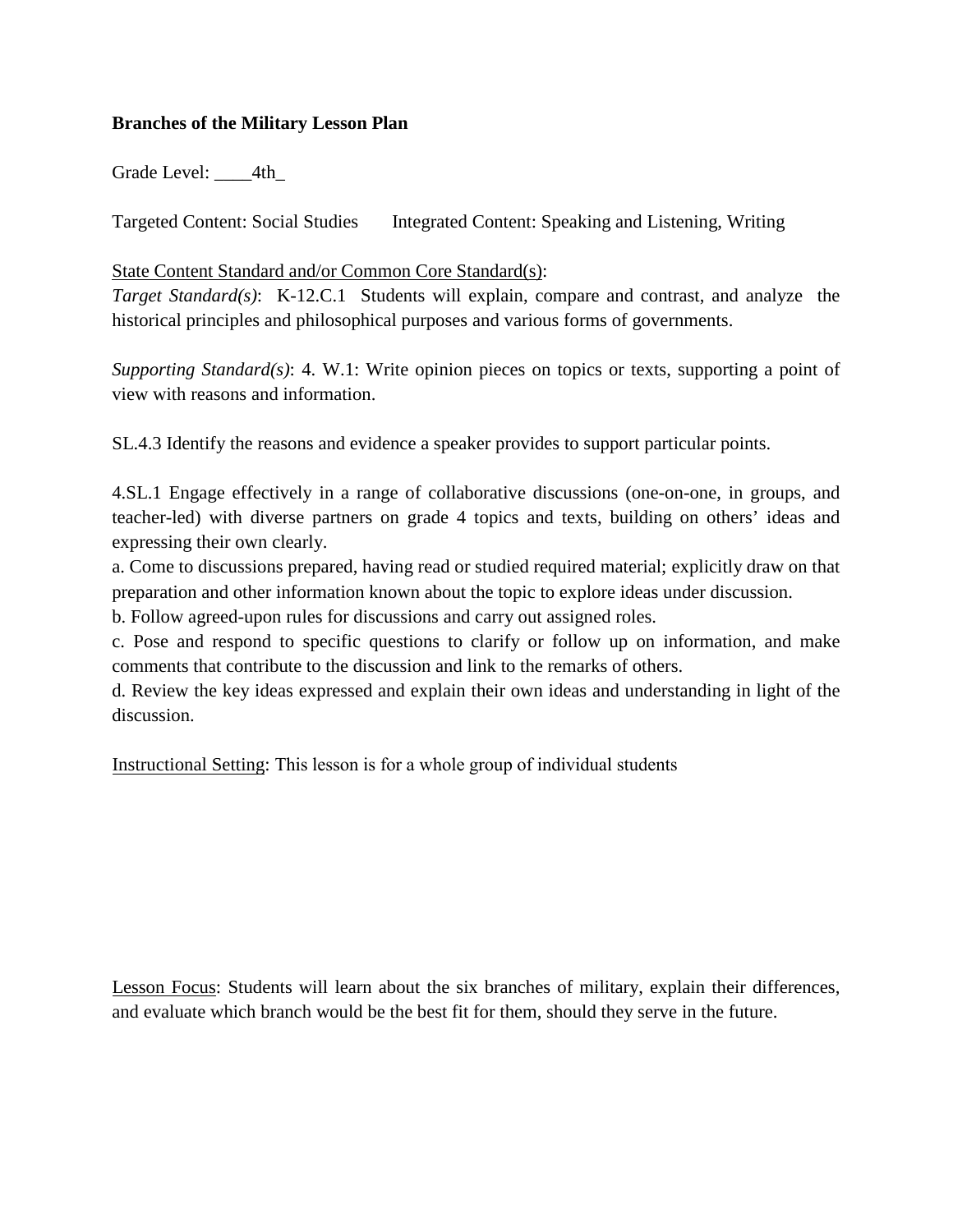**Branches of the Military Lesson Plan**

Grade Level: ____4th_

Targeted Content: Social Studies Integrated Content: Speaking and Listening, Writing

State Content Standard and/or Common Core Standard(s):

*Target Standard(s)*: K-12.C.1 Students will explain, compare and contrast, and analyze the historical principles and philosophical purposes and various forms of governments.

*Supporting Standard(s)*: 4. W.1: Write opinion pieces on topics or texts, supporting a point of view with reasons and information.

SL.4.3 Identify the reasons and evidence a speaker provides to support particular points.

4.SL.1 Engage effectively in a range of collaborative discussions (one-on-one, in groups, and teacher-led) with diverse partners on grade 4 topics and texts, building on others' ideas and expressing their own clearly.

a. Come to discussions prepared, having read or studied required material; explicitly draw on that preparation and other information known about the topic to explore ideas under discussion.

b. Follow agreed-upon rules for discussions and carry out assigned roles.

c. Pose and respond to specific questions to clarify or follow up on information, and make comments that contribute to the discussion and link to the remarks of others.

d. Review the key ideas expressed and explain their own ideas and understanding in light of the discussion.

Instructional Setting: This lesson is for a whole group of individual students

Lesson Focus: Students will learn about the six branches of military, explain their differences, and evaluate which branch would be the best fit for them, should they serve in the future.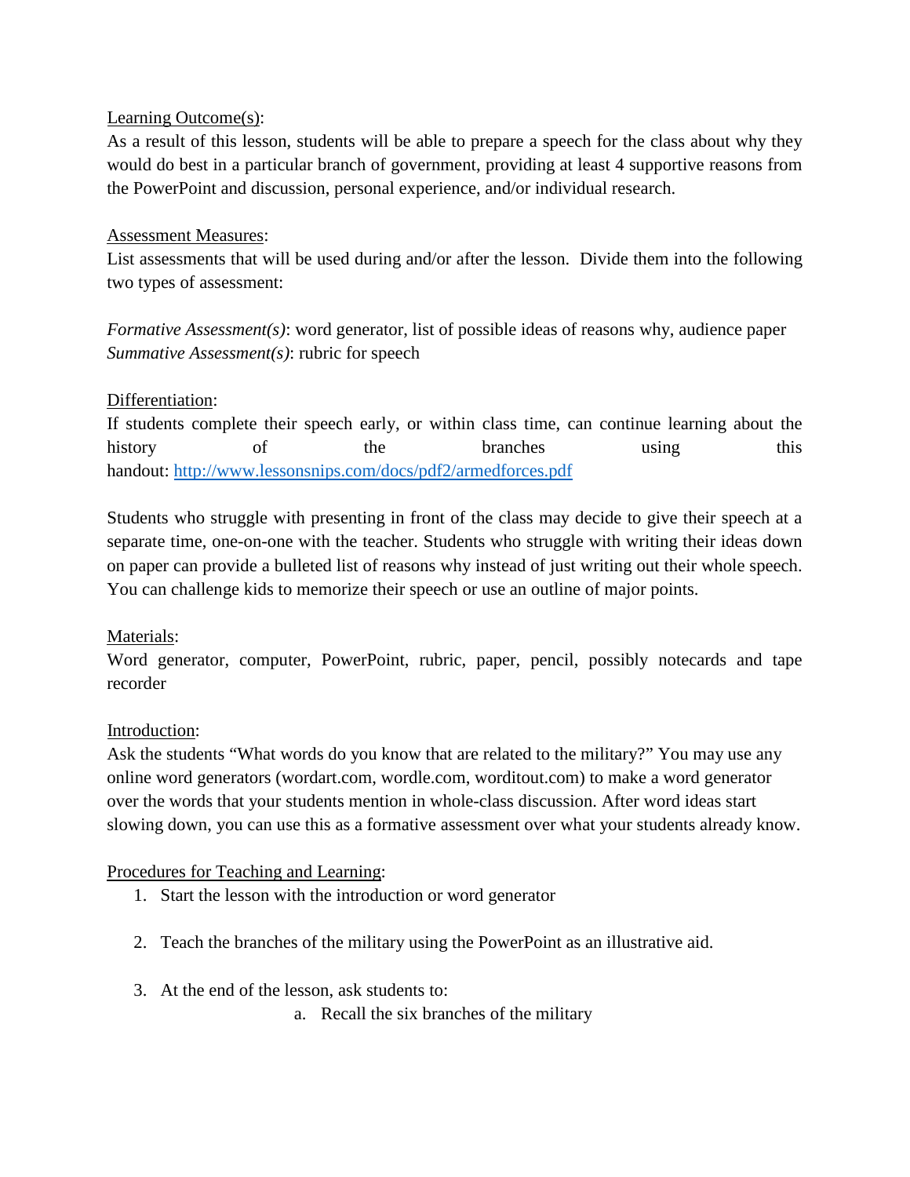Learning Outcome(s):

As a result of this lesson, students will be able to prepare a speech for the class about why they would do best in a particular branch of government, providing at least 4 supportive reasons from the PowerPoint and discussion, personal experience, and/or individual research.

Assessment Measures:

List assessments that will be used during and/or after the lesson. Divide them into the following two types of assessment:

*Formative Assessment(s)*: word generator, list of possible ideas of reasons why, audience paper
*Summative Assessment(s)*: rubric for speech

Differentiation:

If students complete their speech early, or within class time, can continue learning about the history of the branches using this handout: [http://www.lessonsnips.com/docs/pdf2/armedforces.pdf](http://www.lessonsnips.com/docs/pdf2/armedforces.pdf)

Students who struggle with presenting in front of the class may decide to give their speech at a separate time, one-on-one with the teacher. Students who struggle with writing their ideas down on paper can provide a bulleted list of reasons why instead of just writing out their whole speech. You can challenge kids to memorize their speech or use an outline of major points.

Materials:

Word generator, computer, PowerPoint, rubric, paper, pencil, possibly notecards and tape recorder

Introduction:

Ask the students "What words do you know that are related to the military?" You may use any online word generators (wordart.com, wordle.com, worditout.com) to make a word generator over the words that your students mention in whole-class discussion. After word ideas start slowing down, you can use this as a formative assessment over what your students already know.

Procedures for Teaching and Learning:

1. Start the lesson with the introduction or word generator

2. Teach the branches of the military using the PowerPoint as an illustrative aid.

3. At the end of the lesson, ask students to:
    a. Recall the six branches of the military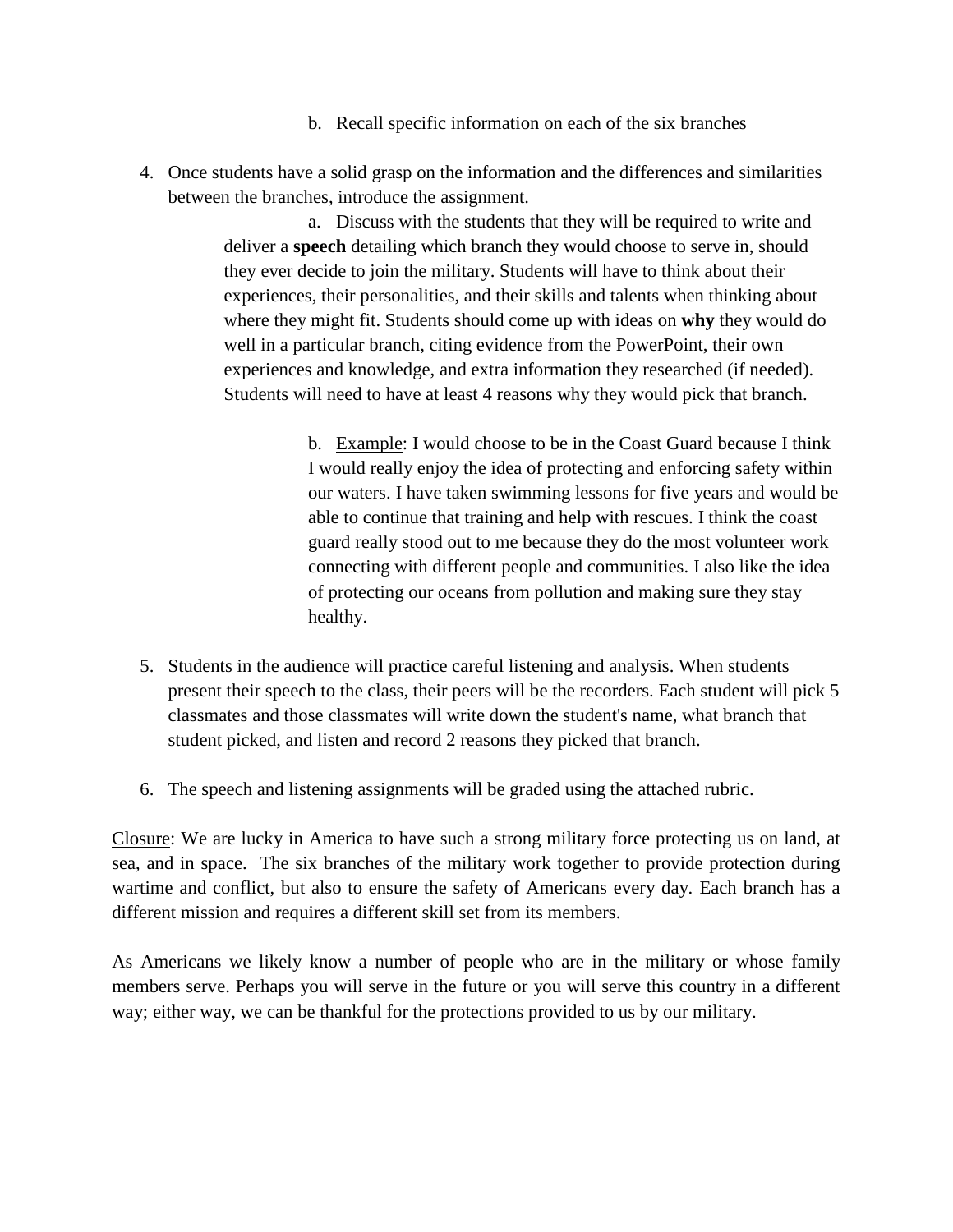b. Recall specific information on each of the six branches

4. Once students have a solid grasp on the information and the differences and similarities between the branches, introduce the assignment.

   a. Discuss with the students that they will be required to write and deliver a **speech** detailing which branch they would choose to serve in, should they ever decide to join the military. Students will have to think about their experiences, their personalities, and their skills and talents when thinking about where they might fit. Students should come up with ideas on **why** they would do well in a particular branch, citing evidence from the PowerPoint, their own experiences and knowledge, and extra information they researched (if needed). Students will need to have at least 4 reasons why they would pick that branch.

   b. Example: I would choose to be in the Coast Guard because I think I would really enjoy the idea of protecting and enforcing safety within our waters. I have taken swimming lessons for five years and would be able to continue that training and help with rescues. I think the coast guard really stood out to me because they do the most volunteer work connecting with different people and communities. I also like the idea of protecting our oceans from pollution and making sure they stay healthy.

5. Students in the audience will practice careful listening and analysis. When students present their speech to the class, their peers will be the recorders. Each student will pick 5 classmates and those classmates will write down the student's name, what branch that student picked, and listen and record 2 reasons they picked that branch.

6. The speech and listening assignments will be graded using the attached rubric.

Closure: We are lucky in America to have such a strong military force protecting us on land, at sea, and in space. The six branches of the military work together to provide protection during wartime and conflict, but also to ensure the safety of Americans every day. Each branch has a different mission and requires a different skill set from its members.

As Americans we likely know a number of people who are in the military or whose family members serve. Perhaps you will serve in the future or you will serve this country in a different way; either way, we can be thankful for the protections provided to us by our military.